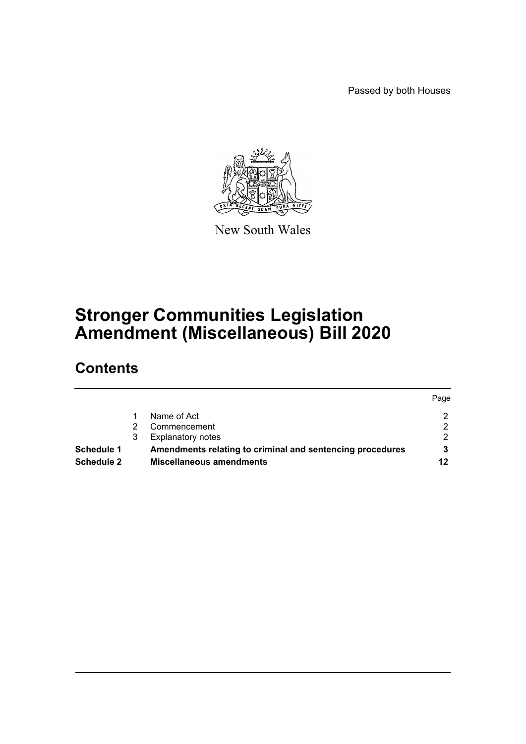Passed by both Houses

New South Wales

# Stronger Communities Legislation Amendment (Miscellaneous) Bill 2020

## Contents

| | | | Page |
|---|---|---|---|
| | 1 | Name of Act | 2 |
| | 2 | Commencement | 2 |
| | 3 | Explanatory notes | 2 |
| **Schedule 1** | | **Amendments relating to criminal and sentencing procedures** | **3** |
| **Schedule 2** | | **Miscellaneous amendments** | **12** |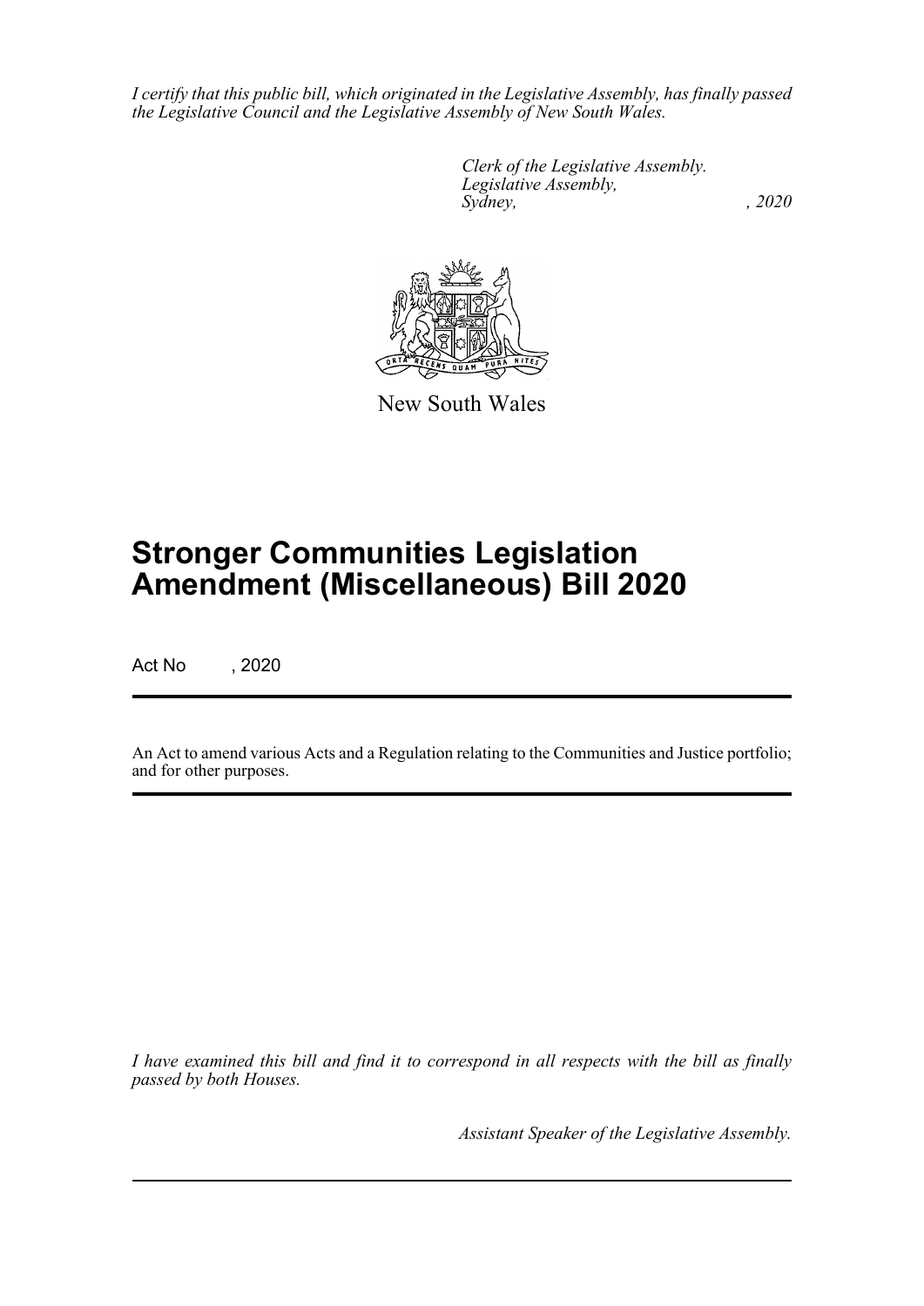*I certify that this public bill, which originated in the Legislative Assembly, has finally passed the Legislative Council and the Legislative Assembly of New South Wales.*

*Clerk of the Legislative Assembly.*
*Legislative Assembly,*
*Sydney, , 2020*

New South Wales

# Stronger Communities Legislation Amendment (Miscellaneous) Bill 2020

Act No , 2020

An Act to amend various Acts and a Regulation relating to the Communities and Justice portfolio; and for other purposes.

*I have examined this bill and find it to correspond in all respects with the bill as finally passed by both Houses.*

*Assistant Speaker of the Legislative Assembly.*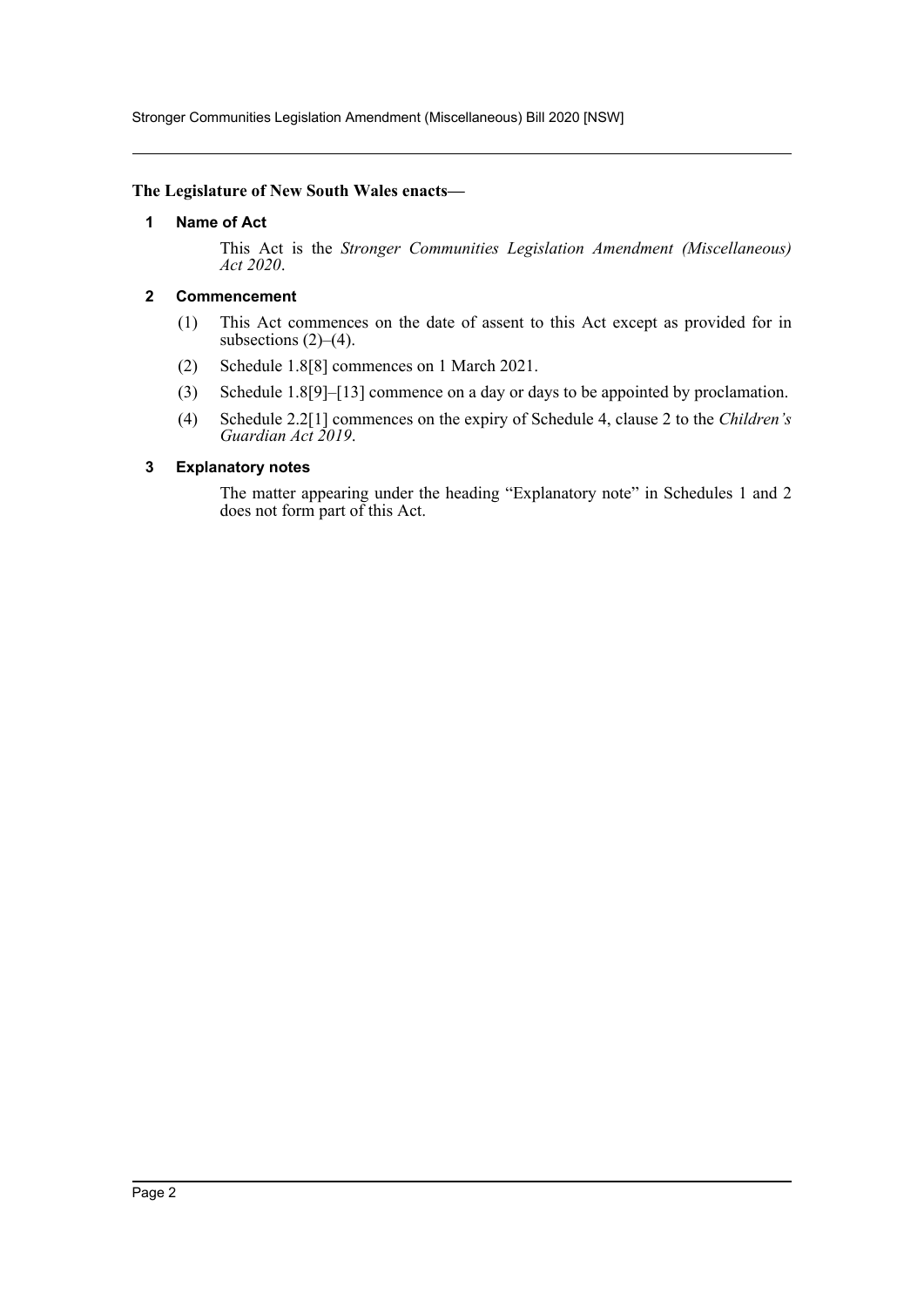**The Legislature of New South Wales enacts—**

### 1 Name of Act

This Act is the *Stronger Communities Legislation Amendment (Miscellaneous) Act 2020*.

### 2 Commencement

(1) This Act commences on the date of assent to this Act except as provided for in subsections (2)–(4).

(2) Schedule 1.8[8] commences on 1 March 2021.

(3) Schedule 1.8[9]–[13] commence on a day or days to be appointed by proclamation.

(4) Schedule 2.2[1] commences on the expiry of Schedule 4, clause 2 to the *Children's Guardian Act 2019*.

### 3 Explanatory notes

The matter appearing under the heading "Explanatory note" in Schedules 1 and 2 does not form part of this Act.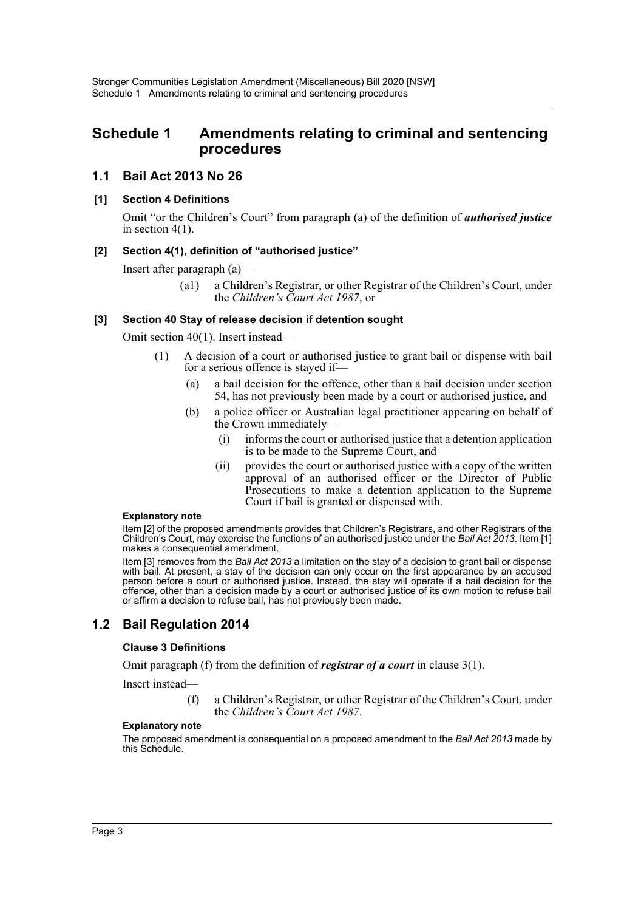# Schedule 1 Amendments relating to criminal and sentencing procedures

## 1.1 Bail Act 2013 No 26

### [1] Section 4 Definitions

Omit "or the Children's Court" from paragraph (a) of the definition of ***authorised justice*** in section 4(1).

### [2] Section 4(1), definition of "authorised justice"

Insert after paragraph (a)—

> (a1) a Children's Registrar, or other Registrar of the Children's Court, under the *Children's Court Act 1987*, or

### [3] Section 40 Stay of release decision if detention sought

Omit section 40(1). Insert instead—

> (1) A decision of a court or authorised justice to grant bail or dispense with bail for a serious offence is stayed if—
>
> (a) a bail decision for the offence, other than a bail decision under section 54, has not previously been made by a court or authorised justice, and
>
> (b) a police officer or Australian legal practitioner appearing on behalf of the Crown immediately—
>
> (i) informs the court or authorised justice that a detention application is to be made to the Supreme Court, and
>
> (ii) provides the court or authorised justice with a copy of the written approval of an authorised officer or the Director of Public Prosecutions to make a detention application to the Supreme Court if bail is granted or dispensed with.

**Explanatory note**

Item [2] of the proposed amendments provides that Children's Registrars, and other Registrars of the Children's Court, may exercise the functions of an authorised justice under the *Bail Act 2013*. Item [1] makes a consequential amendment.

Item [3] removes from the *Bail Act 2013* a limitation on the stay of a decision to grant bail or dispense with bail. At present, a stay of the decision can only occur on the first appearance by an accused person before a court or authorised justice. Instead, the stay will operate if a bail decision for the offence, other than a decision made by a court or authorised justice of its own motion to refuse bail or affirm a decision to refuse bail, has not previously been made.

## 1.2 Bail Regulation 2014

### Clause 3 Definitions

Omit paragraph (f) from the definition of ***registrar of a court*** in clause 3(1).

Insert instead—

> (f) a Children's Registrar, or other Registrar of the Children's Court, under the *Children's Court Act 1987*.

**Explanatory note**

The proposed amendment is consequential on a proposed amendment to the *Bail Act 2013* made by this Schedule.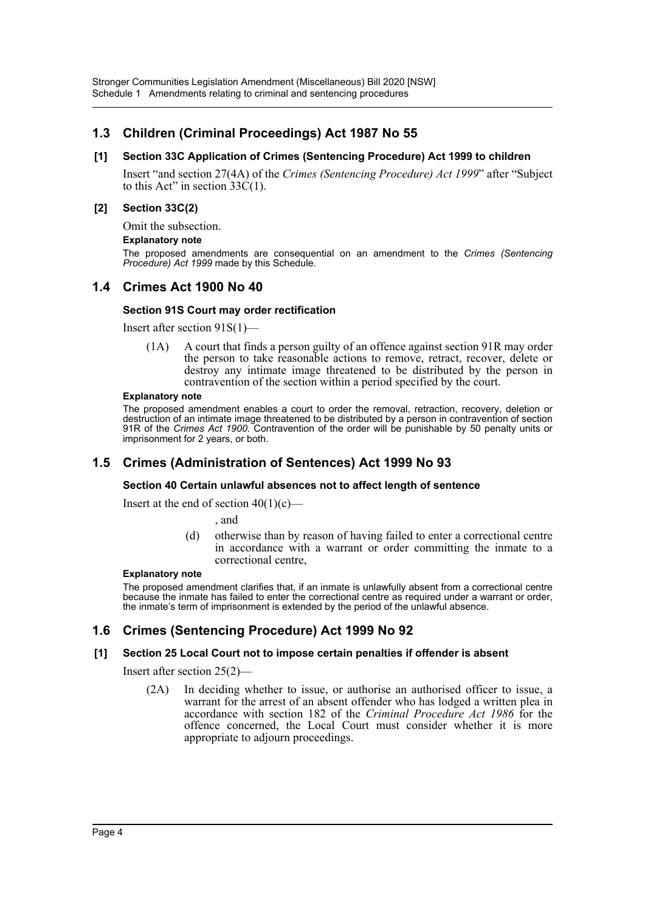## 1.3 Children (Criminal Proceedings) Act 1987 No 55

**[1] Section 33C Application of Crimes (Sentencing Procedure) Act 1999 to children**

Insert "and section 27(4A) of the *Crimes (Sentencing Procedure) Act 1999*" after "Subject to this Act" in section 33C(1).

**[2] Section 33C(2)**

Omit the subsection.

**Explanatory note**

The proposed amendments are consequential on an amendment to the *Crimes (Sentencing Procedure) Act 1999* made by this Schedule.

## 1.4 Crimes Act 1900 No 40

**Section 91S Court may order rectification**

Insert after section 91S(1)—

(1A) A court that finds a person guilty of an offence against section 91R may order the person to take reasonable actions to remove, retract, recover, delete or destroy any intimate image threatened to be distributed by the person in contravention of the section within a period specified by the court.

**Explanatory note**

The proposed amendment enables a court to order the removal, retraction, recovery, deletion or destruction of an intimate image threatened to be distributed by a person in contravention of section 91R of the *Crimes Act 1900*. Contravention of the order will be punishable by 50 penalty units or imprisonment for 2 years, or both.

## 1.5 Crimes (Administration of Sentences) Act 1999 No 93

**Section 40 Certain unlawful absences not to affect length of sentence**

Insert at the end of section 40(1)(c)—

, and

(d) otherwise than by reason of having failed to enter a correctional centre in accordance with a warrant or order committing the inmate to a correctional centre,

**Explanatory note**

The proposed amendment clarifies that, if an inmate is unlawfully absent from a correctional centre because the inmate has failed to enter the correctional centre as required under a warrant or order, the inmate's term of imprisonment is extended by the period of the unlawful absence.

## 1.6 Crimes (Sentencing Procedure) Act 1999 No 92

**[1] Section 25 Local Court not to impose certain penalties if offender is absent**

Insert after section 25(2)—

(2A) In deciding whether to issue, or authorise an authorised officer to issue, a warrant for the arrest of an absent offender who has lodged a written plea in accordance with section 182 of the *Criminal Procedure Act 1986* for the offence concerned, the Local Court must consider whether it is more appropriate to adjourn proceedings.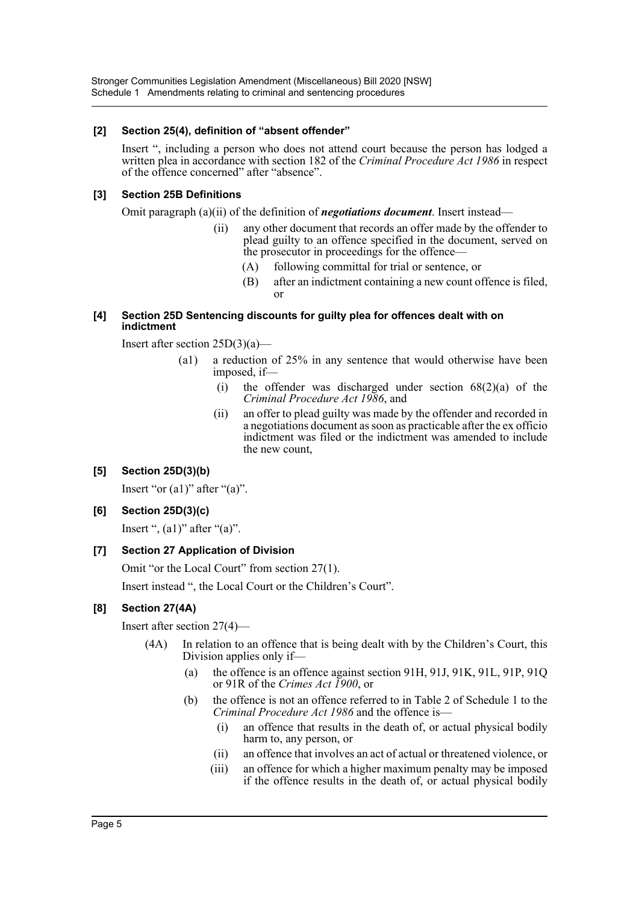### [2] Section 25(4), definition of "absent offender"

Insert ", including a person who does not attend court because the person has lodged a written plea in accordance with section 182 of the *Criminal Procedure Act 1986* in respect of the offence concerned" after "absence".

### [3] Section 25B Definitions

Omit paragraph (a)(ii) of the definition of ***negotiations document***. Insert instead—

> (ii) any other document that records an offer made by the offender to plead guilty to an offence specified in the document, served on the prosecutor in proceedings for the offence—
>
> > (A) following committal for trial or sentence, or
> >
> > (B) after an indictment containing a new count offence is filed, or

### [4] Section 25D Sentencing discounts for guilty plea for offences dealt with on indictment

Insert after section 25D(3)(a)—

> (a1) a reduction of 25% in any sentence that would otherwise have been imposed, if—
>
> > (i) the offender was discharged under section 68(2)(a) of the *Criminal Procedure Act 1986*, and
> >
> > (ii) an offer to plead guilty was made by the offender and recorded in a negotiations document as soon as practicable after the ex officio indictment was filed or the indictment was amended to include the new count,

### [5] Section 25D(3)(b)

Insert "or (a1)" after "(a)".

### [6] Section 25D(3)(c)

Insert ", (a1)" after "(a)".

### [7] Section 27 Application of Division

Omit "or the Local Court" from section 27(1).

Insert instead ", the Local Court or the Children's Court".

### [8] Section 27(4A)

Insert after section 27(4)—

> (4A) In relation to an offence that is being dealt with by the Children's Court, this Division applies only if—
>
> > (a) the offence is an offence against section 91H, 91J, 91K, 91L, 91P, 91Q or 91R of the *Crimes Act 1900*, or
> >
> > (b) the offence is not an offence referred to in Table 2 of Schedule 1 to the *Criminal Procedure Act 1986* and the offence is—
> >
> > > (i) an offence that results in the death of, or actual physical bodily harm to, any person, or
> > >
> > > (ii) an offence that involves an act of actual or threatened violence, or
> > >
> > > (iii) an offence for which a higher maximum penalty may be imposed if the offence results in the death of, or actual physical bodily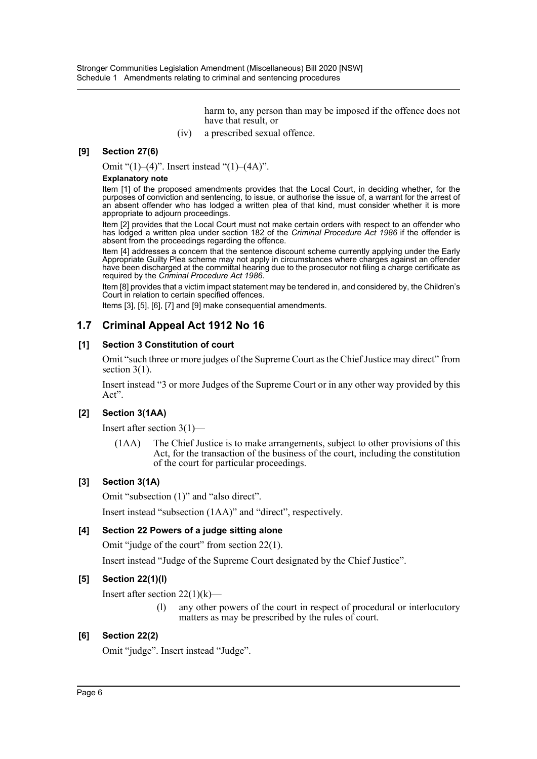harm to, any person than may be imposed if the offence does not have that result, or

(iv) a prescribed sexual offence.

**[9] Section 27(6)**

Omit "(1)–(4)". Insert instead "(1)–(4A)".

**Explanatory note**

Item [1] of the proposed amendments provides that the Local Court, in deciding whether, for the purposes of conviction and sentencing, to issue, or authorise the issue of, a warrant for the arrest of an absent offender who has lodged a written plea of that kind, must consider whether it is more appropriate to adjourn proceedings.

Item [2] provides that the Local Court must not make certain orders with respect to an offender who has lodged a written plea under section 182 of the *Criminal Procedure Act 1986* if the offender is absent from the proceedings regarding the offence.

Item [4] addresses a concern that the sentence discount scheme currently applying under the Early Appropriate Guilty Plea scheme may not apply in circumstances where charges against an offender have been discharged at the committal hearing due to the prosecutor not filing a charge certificate as required by the *Criminal Procedure Act 1986*.

Item [8] provides that a victim impact statement may be tendered in, and considered by, the Children's Court in relation to certain specified offences.

Items [3], [5], [6], [7] and [9] make consequential amendments.

## 1.7 Criminal Appeal Act 1912 No 16

**[1] Section 3 Constitution of court**

Omit "such three or more judges of the Supreme Court as the Chief Justice may direct" from section 3(1).

Insert instead "3 or more Judges of the Supreme Court or in any other way provided by this Act".

**[2] Section 3(1AA)**

Insert after section 3(1)—

(1AA) The Chief Justice is to make arrangements, subject to other provisions of this Act, for the transaction of the business of the court, including the constitution of the court for particular proceedings.

**[3] Section 3(1A)**

Omit "subsection (1)" and "also direct".

Insert instead "subsection (1AA)" and "direct", respectively.

**[4] Section 22 Powers of a judge sitting alone**

Omit "judge of the court" from section 22(1).

Insert instead "Judge of the Supreme Court designated by the Chief Justice".

**[5] Section 22(1)(l)**

Insert after section 22(1)(k)—

(l) any other powers of the court in respect of procedural or interlocutory matters as may be prescribed by the rules of court.

**[6] Section 22(2)**

Omit "judge". Insert instead "Judge".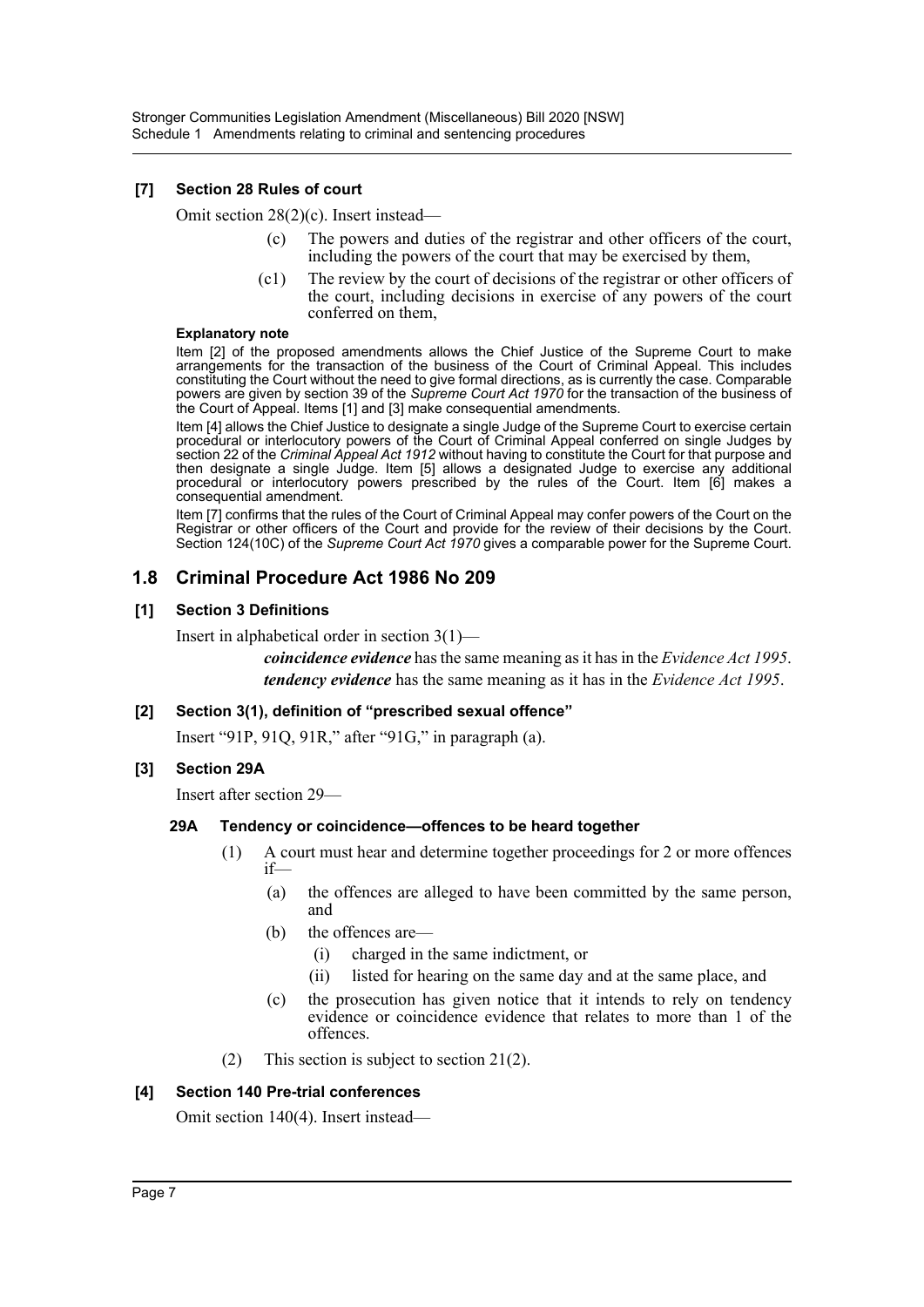### [7] Section 28 Rules of court

Omit section 28(2)(c). Insert instead—

> (c) The powers and duties of the registrar and other officers of the court, including the powers of the court that may be exercised by them,
>
> (c1) The review by the court of decisions of the registrar or other officers of the court, including decisions in exercise of any powers of the court conferred on them,

**Explanatory note**

Item [2] of the proposed amendments allows the Chief Justice of the Supreme Court to make arrangements for the transaction of the business of the Court of Criminal Appeal. This includes constituting the Court without the need to give formal directions, as is currently the case. Comparable powers are given by section 39 of the *Supreme Court Act 1970* for the transaction of the business of the Court of Appeal. Items [1] and [3] make consequential amendments.

Item [4] allows the Chief Justice to designate a single Judge of the Supreme Court to exercise certain procedural or interlocutory powers of the Court of Criminal Appeal conferred on single Judges by section 22 of the *Criminal Appeal Act 1912* without having to constitute the Court for that purpose and then designate a single Judge. Item [5] allows a designated Judge to exercise any additional procedural or interlocutory powers prescribed by the rules of the Court. Item [6] makes a consequential amendment.

Item [7] confirms that the rules of the Court of Criminal Appeal may confer powers of the Court on the Registrar or other officers of the Court and provide for the review of their decisions by the Court. Section 124(10C) of the *Supreme Court Act 1970* gives a comparable power for the Supreme Court.

## 1.8 Criminal Procedure Act 1986 No 209

### [1] Section 3 Definitions

Insert in alphabetical order in section 3(1)—

> ***coincidence evidence*** has the same meaning as it has in the *Evidence Act 1995*.
>
> ***tendency evidence*** has the same meaning as it has in the *Evidence Act 1995*.

### [2] Section 3(1), definition of "prescribed sexual offence"

Insert "91P, 91Q, 91R," after "91G," in paragraph (a).

### [3] Section 29A

Insert after section 29—

#### 29A Tendency or coincidence—offences to be heard together

(1) A court must hear and determine together proceedings for 2 or more offences if—

> (a) the offences are alleged to have been committed by the same person, and
>
> (b) the offences are—
>
> > (i) charged in the same indictment, or
> >
> > (ii) listed for hearing on the same day and at the same place, and
>
> (c) the prosecution has given notice that it intends to rely on tendency evidence or coincidence evidence that relates to more than 1 of the offences.

(2) This section is subject to section 21(2).

### [4] Section 140 Pre-trial conferences

Omit section 140(4). Insert instead—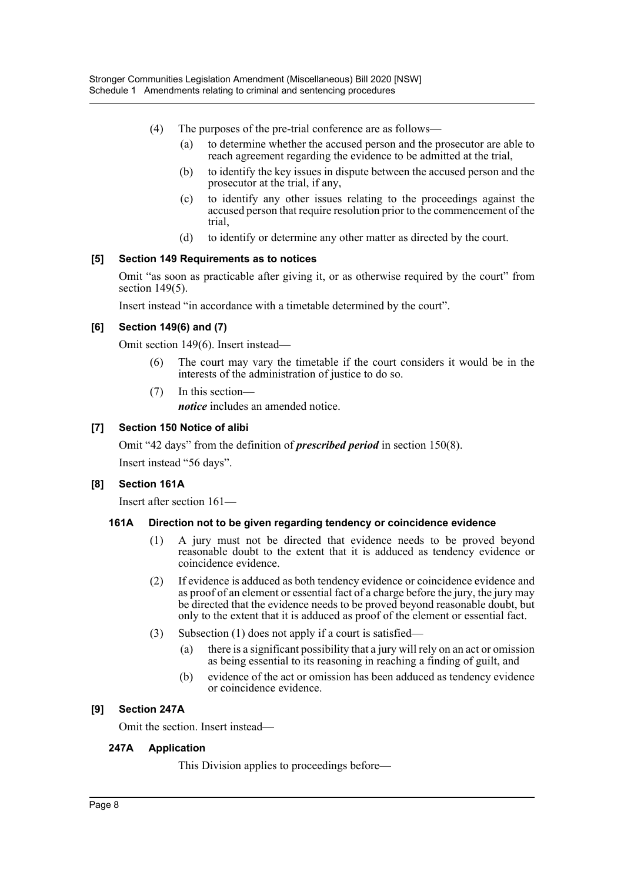(4) The purposes of the pre-trial conference are as follows—

- (a) to determine whether the accused person and the prosecutor are able to reach agreement regarding the evidence to be admitted at the trial,
- (b) to identify the key issues in dispute between the accused person and the prosecutor at the trial, if any,
- (c) to identify any other issues relating to the proceedings against the accused person that require resolution prior to the commencement of the trial,
- (d) to identify or determine any other matter as directed by the court.

### [5] Section 149 Requirements as to notices

Omit "as soon as practicable after giving it, or as otherwise required by the court" from section 149(5).

Insert instead "in accordance with a timetable determined by the court".

### [6] Section 149(6) and (7)

Omit section 149(6). Insert instead—

(6) The court may vary the timetable if the court considers it would be in the interests of the administration of justice to do so.

(7) In this section—

***notice*** includes an amended notice.

### [7] Section 150 Notice of alibi

Omit "42 days" from the definition of ***prescribed period*** in section 150(8).

Insert instead "56 days".

### [8] Section 161A

Insert after section 161—

#### 161A Direction not to be given regarding tendency or coincidence evidence

(1) A jury must not be directed that evidence needs to be proved beyond reasonable doubt to the extent that it is adduced as tendency evidence or coincidence evidence.

(2) If evidence is adduced as both tendency evidence or coincidence evidence and as proof of an element or essential fact of a charge before the jury, the jury may be directed that the evidence needs to be proved beyond reasonable doubt, but only to the extent that it is adduced as proof of the element or essential fact.

(3) Subsection (1) does not apply if a court is satisfied—

- (a) there is a significant possibility that a jury will rely on an act or omission as being essential to its reasoning in reaching a finding of guilt, and
- (b) evidence of the act or omission has been adduced as tendency evidence or coincidence evidence.

### [9] Section 247A

Omit the section. Insert instead—

#### 247A Application

This Division applies to proceedings before—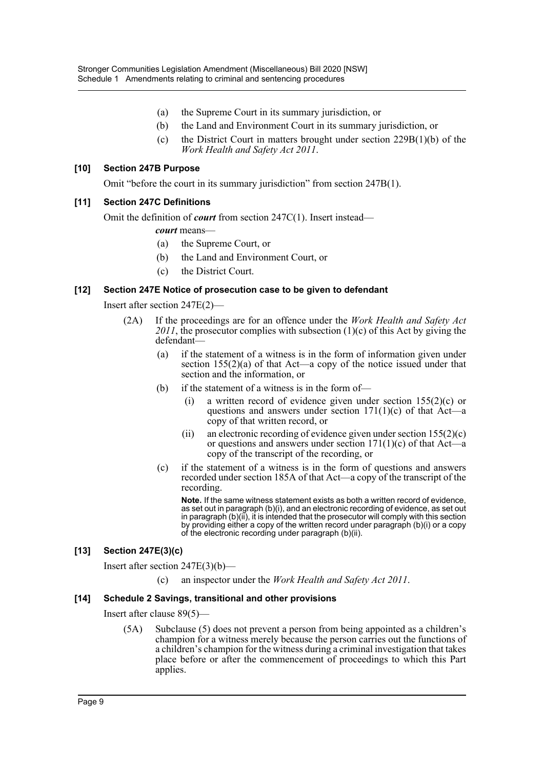(a) the Supreme Court in its summary jurisdiction, or

(b) the Land and Environment Court in its summary jurisdiction, or

(c) the District Court in matters brought under section 229B(1)(b) of the *Work Health and Safety Act 2011*.

### [10] Section 247B Purpose

Omit "before the court in its summary jurisdiction" from section 247B(1).

### [11] Section 247C Definitions

Omit the definition of ***court*** from section 247C(1). Insert instead—

***court*** means—

(a) the Supreme Court, or

(b) the Land and Environment Court, or

(c) the District Court.

### [12] Section 247E Notice of prosecution case to be given to defendant

Insert after section 247E(2)—

(2A) If the proceedings are for an offence under the *Work Health and Safety Act 2011*, the prosecutor complies with subsection (1)(c) of this Act by giving the defendant—

(a) if the statement of a witness is in the form of information given under section 155(2)(a) of that Act—a copy of the notice issued under that section and the information, or

(b) if the statement of a witness is in the form of—

(i) a written record of evidence given under section 155(2)(c) or questions and answers under section 171(1)(c) of that Act—a copy of that written record, or

(ii) an electronic recording of evidence given under section 155(2)(c) or questions and answers under section 171(1)(c) of that Act—a copy of the transcript of the recording, or

(c) if the statement of a witness is in the form of questions and answers recorded under section 185A of that Act—a copy of the transcript of the recording.

**Note.** If the same witness statement exists as both a written record of evidence, as set out in paragraph (b)(i), and an electronic recording of evidence, as set out in paragraph (b)(ii), it is intended that the prosecutor will comply with this section by providing either a copy of the written record under paragraph (b)(i) or a copy of the electronic recording under paragraph (b)(ii).

### [13] Section 247E(3)(c)

Insert after section 247E(3)(b)—

(c) an inspector under the *Work Health and Safety Act 2011*.

### [14] Schedule 2 Savings, transitional and other provisions

Insert after clause 89(5)—

(5A) Subclause (5) does not prevent a person from being appointed as a children's champion for a witness merely because the person carries out the functions of a children's champion for the witness during a criminal investigation that takes place before or after the commencement of proceedings to which this Part applies.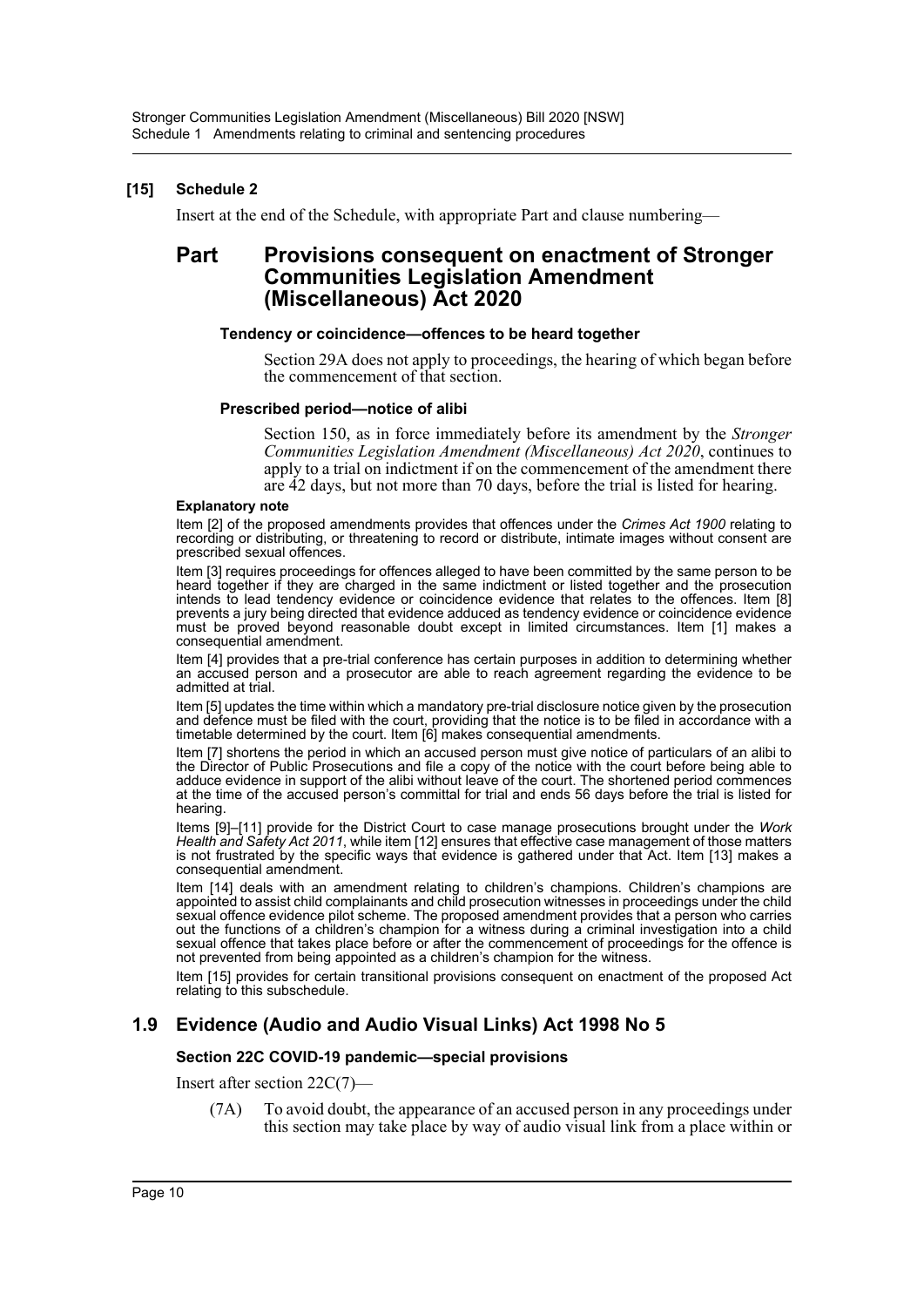**[15] Schedule 2**

Insert at the end of the Schedule, with appropriate Part and clause numbering—

## Part Provisions consequent on enactment of Stronger Communities Legislation Amendment (Miscellaneous) Act 2020

**Tendency or coincidence—offences to be heard together**

Section 29A does not apply to proceedings, the hearing of which began before the commencement of that section.

**Prescribed period—notice of alibi**

Section 150, as in force immediately before its amendment by the *Stronger Communities Legislation Amendment (Miscellaneous) Act 2020*, continues to apply to a trial on indictment if on the commencement of the amendment there are 42 days, but not more than 70 days, before the trial is listed for hearing.

**Explanatory note**

Item [2] of the proposed amendments provides that offences under the *Crimes Act 1900* relating to recording or distributing, or threatening to record or distribute, intimate images without consent are prescribed sexual offences.

Item [3] requires proceedings for offences alleged to have been committed by the same person to be heard together if they are charged in the same indictment or listed together and the prosecution intends to lead tendency evidence or coincidence evidence that relates to the offences. Item [8] prevents a jury being directed that evidence adduced as tendency evidence or coincidence evidence must be proved beyond reasonable doubt except in limited circumstances. Item [1] makes a consequential amendment.

Item [4] provides that a pre-trial conference has certain purposes in addition to determining whether an accused person and a prosecutor are able to reach agreement regarding the evidence to be admitted at trial.

Item [5] updates the time within which a mandatory pre-trial disclosure notice given by the prosecution and defence must be filed with the court, providing that the notice is to be filed in accordance with a timetable determined by the court. Item [6] makes consequential amendments.

Item [7] shortens the period in which an accused person must give notice of particulars of an alibi to the Director of Public Prosecutions and file a copy of the notice with the court before being able to adduce evidence in support of the alibi without leave of the court. The shortened period commences at the time of the accused person's committal for trial and ends 56 days before the trial is listed for hearing.

Items [9]–[11] provide for the District Court to case manage prosecutions brought under the *Work Health and Safety Act 2011*, while item [12] ensures that effective case management of those matters is not frustrated by the specific ways that evidence is gathered under that Act. Item [13] makes a consequential amendment.

Item [14] deals with an amendment relating to children's champions. Children's champions are appointed to assist child complainants and child prosecution witnesses in proceedings under the child sexual offence evidence pilot scheme. The proposed amendment provides that a person who carries out the functions of a children's champion for a witness during a criminal investigation into a child sexual offence that takes place before or after the commencement of proceedings for the offence is not prevented from being appointed as a children's champion for the witness.

Item [15] provides for certain transitional provisions consequent on enactment of the proposed Act relating to this subschedule.

## 1.9 Evidence (Audio and Audio Visual Links) Act 1998 No 5

**Section 22C COVID-19 pandemic—special provisions**

Insert after section 22C(7)—

(7A) To avoid doubt, the appearance of an accused person in any proceedings under this section may take place by way of audio visual link from a place within or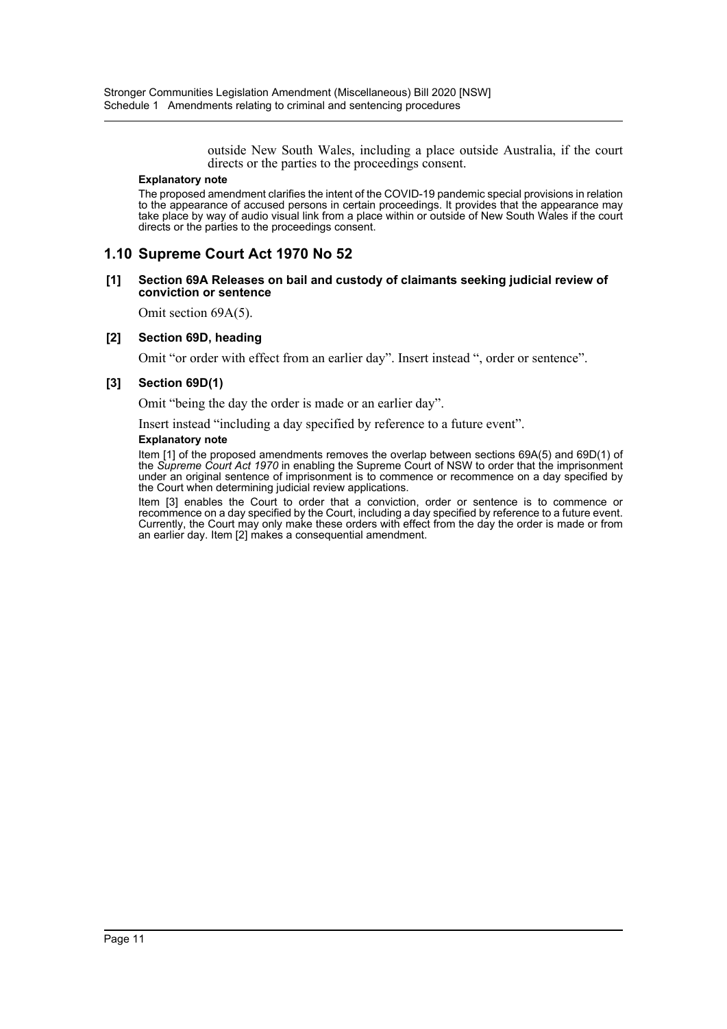outside New South Wales, including a place outside Australia, if the court directs or the parties to the proceedings consent.

**Explanatory note**

The proposed amendment clarifies the intent of the COVID-19 pandemic special provisions in relation to the appearance of accused persons in certain proceedings. It provides that the appearance may take place by way of audio visual link from a place within or outside of New South Wales if the court directs or the parties to the proceedings consent.

## 1.10 Supreme Court Act 1970 No 52

**[1] Section 69A Releases on bail and custody of claimants seeking judicial review of conviction or sentence**

Omit section 69A(5).

**[2] Section 69D, heading**

Omit "or order with effect from an earlier day". Insert instead ", order or sentence".

**[3] Section 69D(1)**

Omit "being the day the order is made or an earlier day".

Insert instead "including a day specified by reference to a future event".

**Explanatory note**

Item [1] of the proposed amendments removes the overlap between sections 69A(5) and 69D(1) of the *Supreme Court Act 1970* in enabling the Supreme Court of NSW to order that the imprisonment under an original sentence of imprisonment is to commence or recommence on a day specified by the Court when determining judicial review applications.

Item [3] enables the Court to order that a conviction, order or sentence is to commence or recommence on a day specified by the Court, including a day specified by reference to a future event. Currently, the Court may only make these orders with effect from the day the order is made or from an earlier day. Item [2] makes a consequential amendment.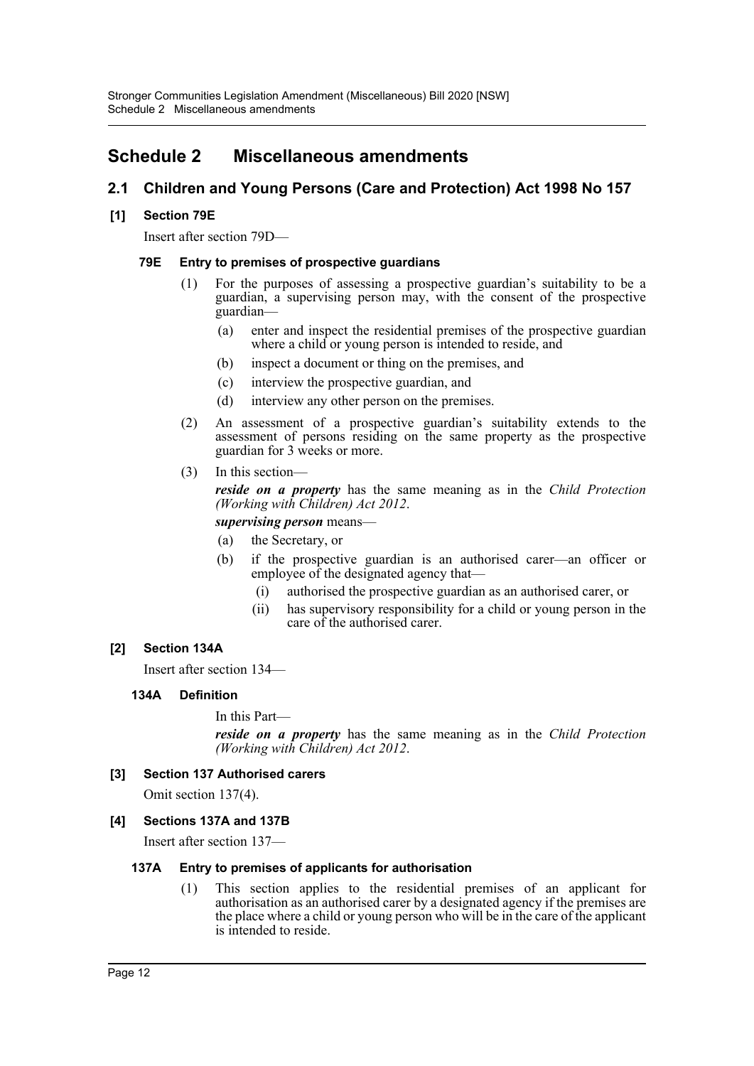# Schedule 2 Miscellaneous amendments

## 2.1 Children and Young Persons (Care and Protection) Act 1998 No 157

### [1] Section 79E

Insert after section 79D—

#### 79E Entry to premises of prospective guardians

(1) For the purposes of assessing a prospective guardian's suitability to be a guardian, a supervising person may, with the consent of the prospective guardian—

(a) enter and inspect the residential premises of the prospective guardian where a child or young person is intended to reside, and

(b) inspect a document or thing on the premises, and

(c) interview the prospective guardian, and

(d) interview any other person on the premises.

(2) An assessment of a prospective guardian's suitability extends to the assessment of persons residing on the same property as the prospective guardian for 3 weeks or more.

(3) In this section—

***reside on a property*** has the same meaning as in the *Child Protection (Working with Children) Act 2012*.

***supervising person*** means—

(a) the Secretary, or

(b) if the prospective guardian is an authorised carer—an officer or employee of the designated agency that—

(i) authorised the prospective guardian as an authorised carer, or

(ii) has supervisory responsibility for a child or young person in the care of the authorised carer.

### [2] Section 134A

Insert after section 134—

#### 134A Definition

In this Part—

***reside on a property*** has the same meaning as in the *Child Protection (Working with Children) Act 2012*.

### [3] Section 137 Authorised carers

Omit section 137(4).

### [4] Sections 137A and 137B

Insert after section 137—

#### 137A Entry to premises of applicants for authorisation

(1) This section applies to the residential premises of an applicant for authorisation as an authorised carer by a designated agency if the premises are the place where a child or young person who will be in the care of the applicant is intended to reside.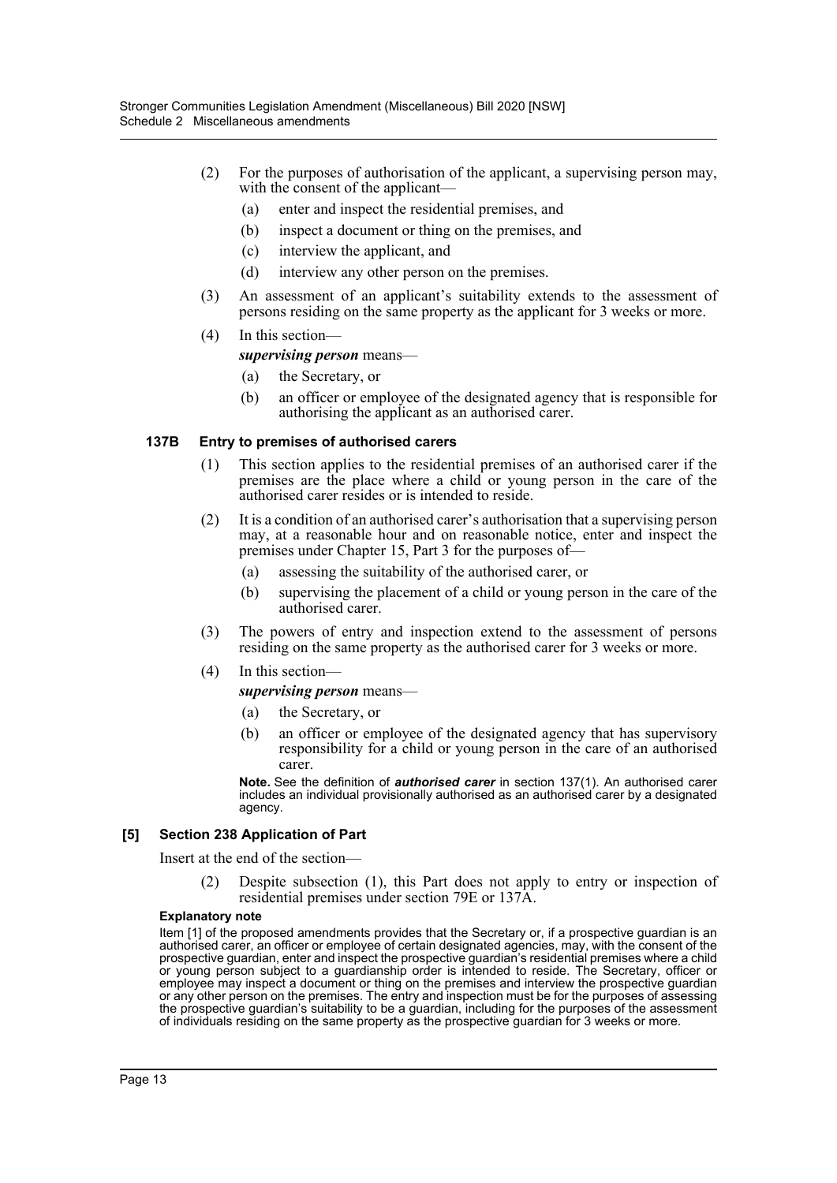(2) For the purposes of authorisation of the applicant, a supervising person may, with the consent of the applicant—

(a) enter and inspect the residential premises, and

(b) inspect a document or thing on the premises, and

(c) interview the applicant, and

(d) interview any other person on the premises.

(3) An assessment of an applicant's suitability extends to the assessment of persons residing on the same property as the applicant for 3 weeks or more.

(4) In this section—

***supervising person*** means—

(a) the Secretary, or

(b) an officer or employee of the designated agency that is responsible for authorising the applicant as an authorised carer.

#### 137B Entry to premises of authorised carers

(1) This section applies to the residential premises of an authorised carer if the premises are the place where a child or young person in the care of the authorised carer resides or is intended to reside.

(2) It is a condition of an authorised carer's authorisation that a supervising person may, at a reasonable hour and on reasonable notice, enter and inspect the premises under Chapter 15, Part 3 for the purposes of—

(a) assessing the suitability of the authorised carer, or

(b) supervising the placement of a child or young person in the care of the authorised carer.

(3) The powers of entry and inspection extend to the assessment of persons residing on the same property as the authorised carer for 3 weeks or more.

(4) In this section—

***supervising person*** means—

(a) the Secretary, or

(b) an officer or employee of the designated agency that has supervisory responsibility for a child or young person in the care of an authorised carer.

**Note.** See the definition of ***authorised carer*** in section 137(1). An authorised carer includes an individual provisionally authorised as an authorised carer by a designated agency.

### [5] Section 238 Application of Part

Insert at the end of the section—

(2) Despite subsection (1), this Part does not apply to entry or inspection of residential premises under section 79E or 137A.

#### Explanatory note

Item [1] of the proposed amendments provides that the Secretary or, if a prospective guardian is an authorised carer, an officer or employee of certain designated agencies, may, with the consent of the prospective guardian, enter and inspect the prospective guardian's residential premises where a child or young person subject to a guardianship order is intended to reside. The Secretary, officer or employee may inspect a document or thing on the premises and interview the prospective guardian or any other person on the premises. The entry and inspection must be for the purposes of assessing the prospective guardian's suitability to be a guardian, including for the purposes of the assessment of individuals residing on the same property as the prospective guardian for 3 weeks or more.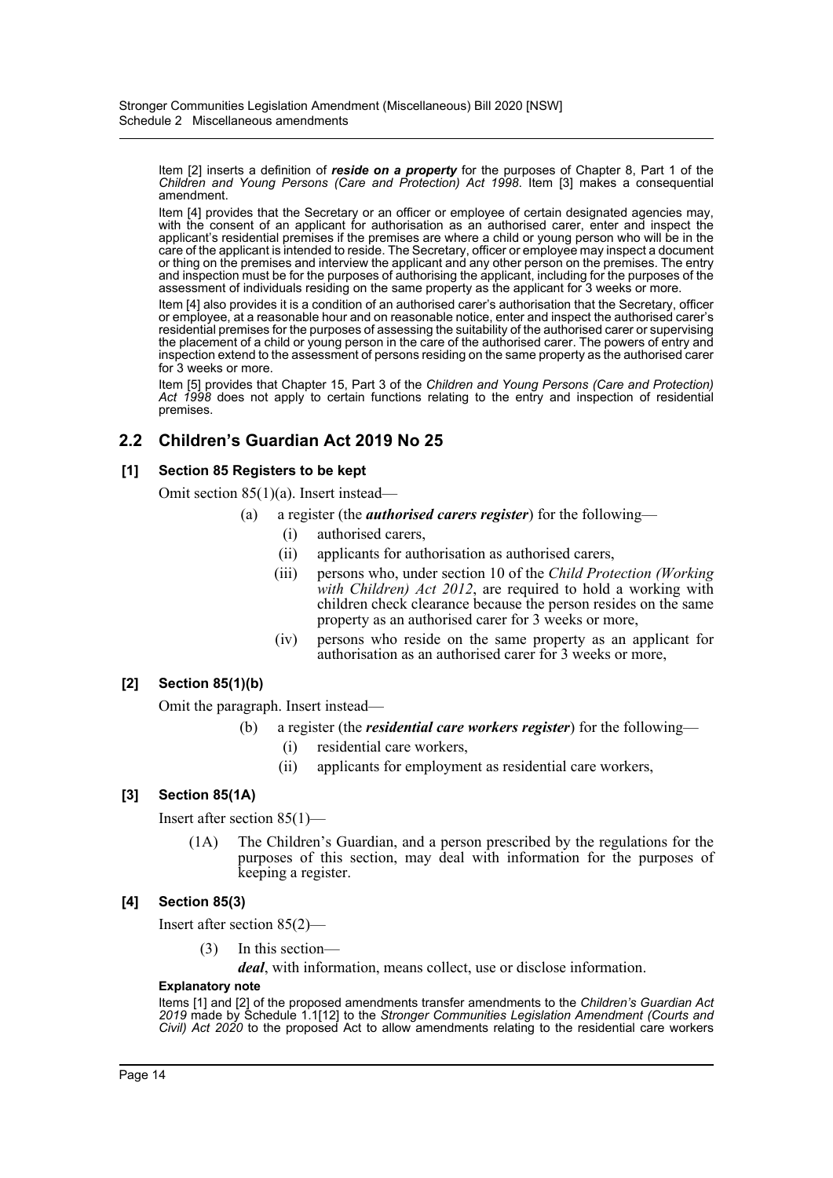Item [2] inserts a definition of ***reside on a property*** for the purposes of Chapter 8, Part 1 of the *Children and Young Persons (Care and Protection) Act 1998*. Item [3] makes a consequential amendment.

Item [4] provides that the Secretary or an officer or employee of certain designated agencies may, with the consent of an applicant for authorisation as an authorised carer, enter and inspect the applicant's residential premises if the premises are where a child or young person who will be in the care of the applicant is intended to reside. The Secretary, officer or employee may inspect a document or thing on the premises and interview the applicant and any other person on the premises. The entry and inspection must be for the purposes of authorising the applicant, including for the purposes of the assessment of individuals residing on the same property as the applicant for 3 weeks or more.

Item [4] also provides it is a condition of an authorised carer's authorisation that the Secretary, officer or employee, at a reasonable hour and on reasonable notice, enter and inspect the authorised carer's residential premises for the purposes of assessing the suitability of the authorised carer or supervising the placement of a child or young person in the care of the authorised carer. The powers of entry and inspection extend to the assessment of persons residing on the same property as the authorised carer for 3 weeks or more.

Item [5] provides that Chapter 15, Part 3 of the *Children and Young Persons (Care and Protection) Act 1998* does not apply to certain functions relating to the entry and inspection of residential premises.

## 2.2 Children's Guardian Act 2019 No 25

### [1] Section 85 Registers to be kept

Omit section 85(1)(a). Insert instead—

(a) a register (the ***authorised carers register***) for the following—

(i) authorised carers,

(ii) applicants for authorisation as authorised carers,

(iii) persons who, under section 10 of the *Child Protection (Working with Children) Act 2012*, are required to hold a working with children check clearance because the person resides on the same property as an authorised carer for 3 weeks or more,

(iv) persons who reside on the same property as an applicant for authorisation as an authorised carer for 3 weeks or more,

### [2] Section 85(1)(b)

Omit the paragraph. Insert instead—

(b) a register (the ***residential care workers register***) for the following—

(i) residential care workers,

(ii) applicants for employment as residential care workers,

### [3] Section 85(1A)

Insert after section 85(1)—

(1A) The Children's Guardian, and a person prescribed by the regulations for the purposes of this section, may deal with information for the purposes of keeping a register.

### [4] Section 85(3)

Insert after section 85(2)—

(3) In this section—

***deal***, with information, means collect, use or disclose information.

#### Explanatory note

Items [1] and [2] of the proposed amendments transfer amendments to the *Children's Guardian Act 2019* made by Schedule 1.1[12] to the *Stronger Communities Legislation Amendment (Courts and Civil) Act 2020* to the proposed Act to allow amendments relating to the residential care workers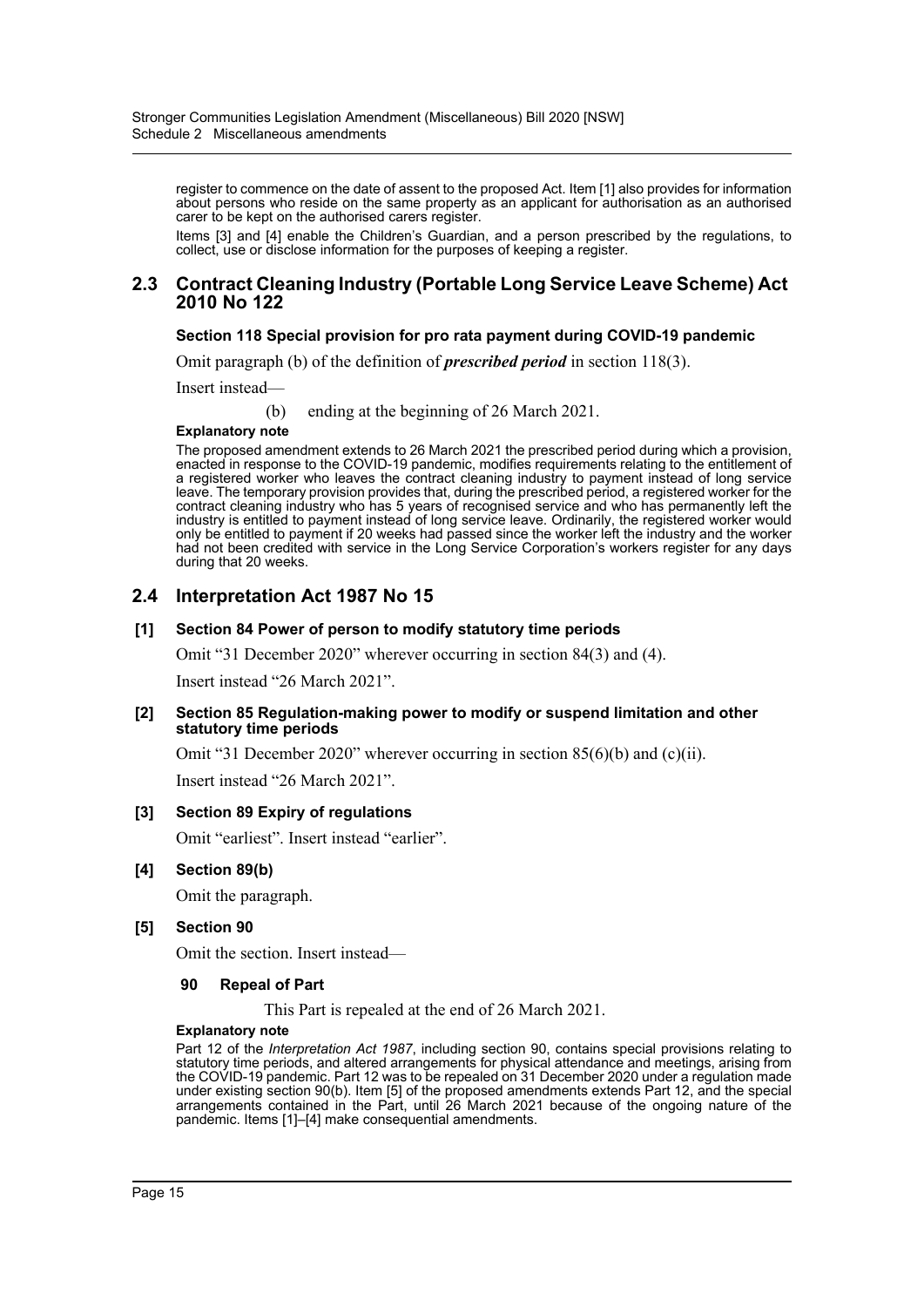register to commence on the date of assent to the proposed Act. Item [1] also provides for information about persons who reside on the same property as an applicant for authorisation as an authorised carer to be kept on the authorised carers register.

Items [3] and [4] enable the Children's Guardian, and a person prescribed by the regulations, to collect, use or disclose information for the purposes of keeping a register.

## 2.3 Contract Cleaning Industry (Portable Long Service Leave Scheme) Act 2010 No 122

### Section 118 Special provision for pro rata payment during COVID-19 pandemic

Omit paragraph (b) of the definition of ***prescribed period*** in section 118(3).

Insert instead—

(b) ending at the beginning of 26 March 2021.

**Explanatory note**

The proposed amendment extends to 26 March 2021 the prescribed period during which a provision, enacted in response to the COVID-19 pandemic, modifies requirements relating to the entitlement of a registered worker who leaves the contract cleaning industry to payment instead of long service leave. The temporary provision provides that, during the prescribed period, a registered worker for the contract cleaning industry who has 5 years of recognised service and who has permanently left the industry is entitled to payment instead of long service leave. Ordinarily, the registered worker would only be entitled to payment if 20 weeks had passed since the worker left the industry and the worker had not been credited with service in the Long Service Corporation's workers register for any days during that 20 weeks.

## 2.4 Interpretation Act 1987 No 15

### [1] Section 84 Power of person to modify statutory time periods

Omit "31 December 2020" wherever occurring in section 84(3) and (4).

Insert instead "26 March 2021".

### [2] Section 85 Regulation-making power to modify or suspend limitation and other statutory time periods

Omit "31 December 2020" wherever occurring in section 85(6)(b) and (c)(ii).

Insert instead "26 March 2021".

### [3] Section 89 Expiry of regulations

Omit "earliest". Insert instead "earlier".

### [4] Section 89(b)

Omit the paragraph.

### [5] Section 90

Omit the section. Insert instead—

**90 Repeal of Part**

This Part is repealed at the end of 26 March 2021.

**Explanatory note**

Part 12 of the *Interpretation Act 1987*, including section 90, contains special provisions relating to statutory time periods, and altered arrangements for physical attendance and meetings, arising from the COVID-19 pandemic. Part 12 was to be repealed on 31 December 2020 under a regulation made under existing section 90(b). Item [5] of the proposed amendments extends Part 12, and the special arrangements contained in the Part, until 26 March 2021 because of the ongoing nature of the pandemic. Items [1]–[4] make consequential amendments.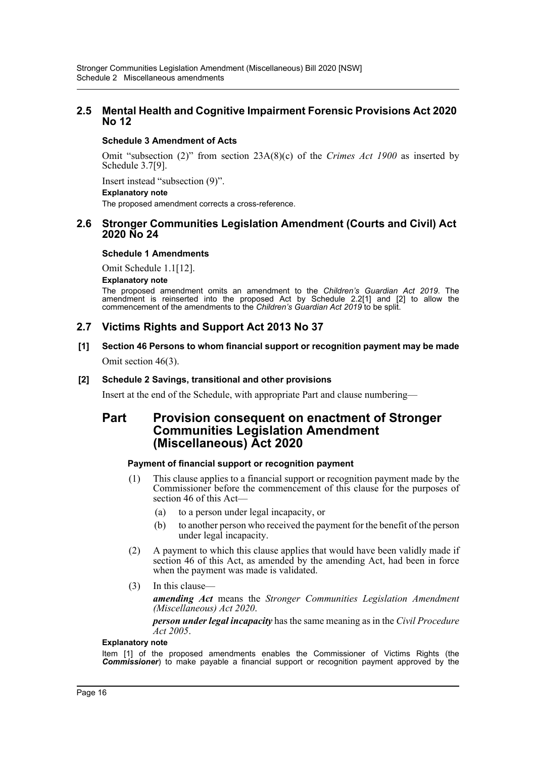## 2.5 Mental Health and Cognitive Impairment Forensic Provisions Act 2020 No 12

### Schedule 3 Amendment of Acts

Omit "subsection (2)" from section 23A(8)(c) of the *Crimes Act 1900* as inserted by Schedule 3.7[9].

Insert instead "subsection (9)".

**Explanatory note**

The proposed amendment corrects a cross-reference.

## 2.6 Stronger Communities Legislation Amendment (Courts and Civil) Act 2020 No 24

### Schedule 1 Amendments

Omit Schedule 1.1[12].

**Explanatory note**

The proposed amendment omits an amendment to the *Children's Guardian Act 2019*. The amendment is reinserted into the proposed Act by Schedule 2.2[1] and [2] to allow the commencement of the amendments to the *Children's Guardian Act 2019* to be split.

## 2.7 Victims Rights and Support Act 2013 No 37

**[1] Section 46 Persons to whom financial support or recognition payment may be made**

Omit section 46(3).

**[2] Schedule 2 Savings, transitional and other provisions**

Insert at the end of the Schedule, with appropriate Part and clause numbering—

# Part Provision consequent on enactment of Stronger Communities Legislation Amendment (Miscellaneous) Act 2020

### Payment of financial support or recognition payment

(1) This clause applies to a financial support or recognition payment made by the Commissioner before the commencement of this clause for the purposes of section 46 of this Act—

- (a) to a person under legal incapacity, or
- (b) to another person who received the payment for the benefit of the person under legal incapacity.

(2) A payment to which this clause applies that would have been validly made if section 46 of this Act, as amended by the amending Act, had been in force when the payment was made is validated.

(3) In this clause—

***amending Act*** means the *Stronger Communities Legislation Amendment (Miscellaneous) Act 2020*.

***person under legal incapacity*** has the same meaning as in the *Civil Procedure Act 2005*.

**Explanatory note**

Item [1] of the proposed amendments enables the Commissioner of Victims Rights (the ***Commissioner***) to make payable a financial support or recognition payment approved by the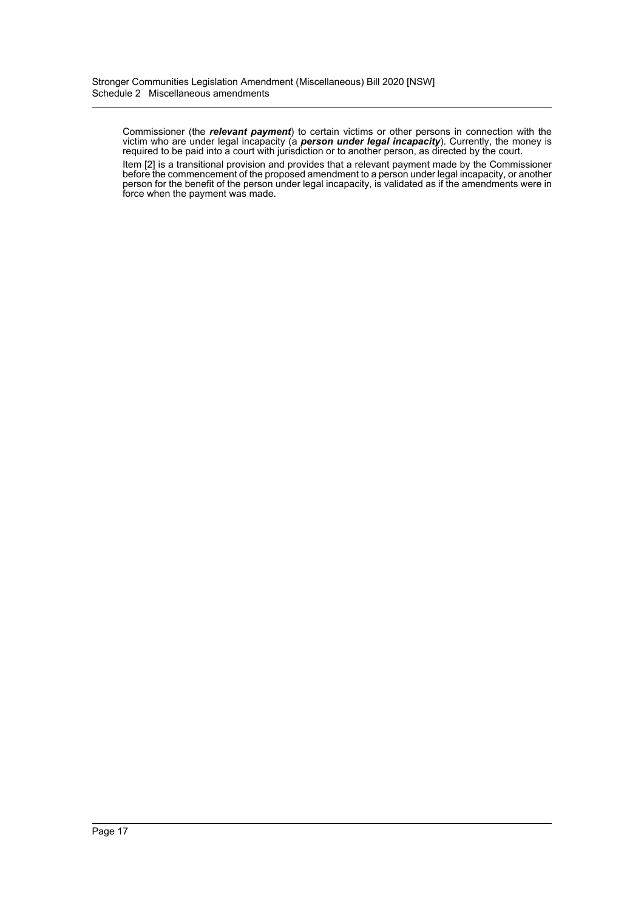Commissioner (the ***relevant payment***) to certain victims or other persons in connection with the victim who are under legal incapacity (a ***person under legal incapacity***). Currently, the money is required to be paid into a court with jurisdiction or to another person, as directed by the court.

Item [2] is a transitional provision and provides that a relevant payment made by the Commissioner before the commencement of the proposed amendment to a person under legal incapacity, or another person for the benefit of the person under legal incapacity, is validated as if the amendments were in force when the payment was made.